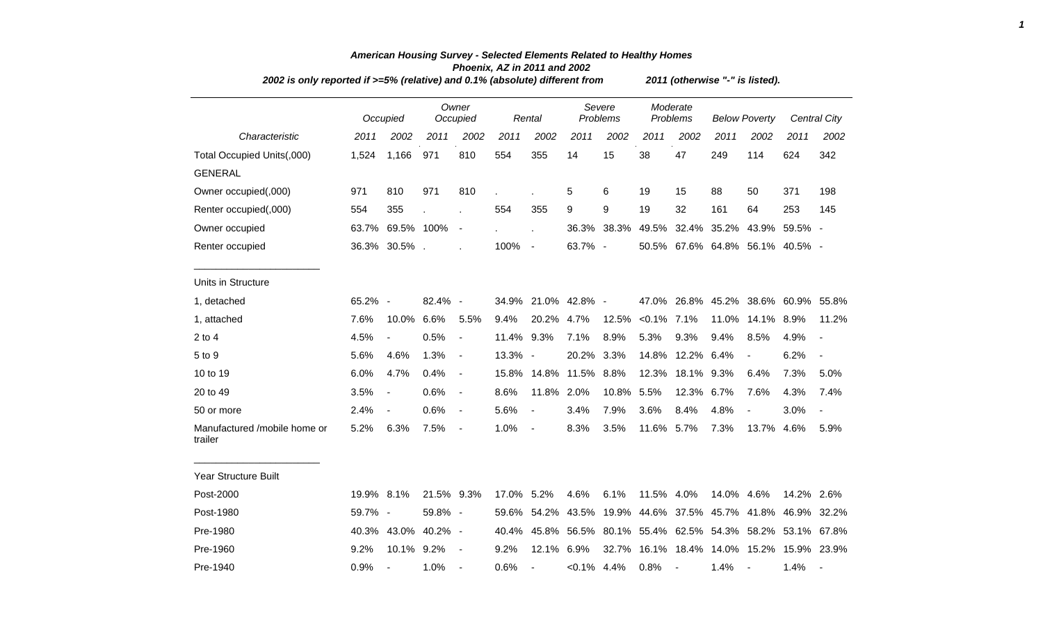# American Housing Survey - Selected Elements Related to Healthy Homes

## Phoenix, AZ in 2011 and 2002

*2002 is only reported if >=5% (relative) and 0.1% (absolute) different from 2011 (otherwise "-" is listed).*

| | Occupied | | Owner Occupied | | Rental | | Severe Problems | | Moderate Problems | | Below Poverty | | Central City | |
|---|---|---|---|---|---|---|---|---|---|---|---|---|---|---|
| *Characteristic* | *2011* | *2002* | *2011* | *2002* | *2011* | *2002* | *2011* | *2002* | *2011* | *2002* | *2011* | *2002* | *2011* | *2002* |
| Total Occupied Units(,000) | 1,524 | 1,166 | 971 | 810 | 554 | 355 | 14 | 15 | 38 | 47 | 249 | 114 | 624 | 342 |
| GENERAL | | | | | | | | | | | | | | |
| Owner occupied(,000) | 971 | 810 | 971 | 810 | . | . | 5 | 6 | 19 | 15 | 88 | 50 | 371 | 198 |
| Renter occupied(,000) | 554 | 355 | . | . | 554 | 355 | 9 | 9 | 19 | 32 | 161 | 64 | 253 | 145 |
| Owner occupied | 63.7% | 69.5% | 100% | - | . | . | 36.3% | 38.3% | 49.5% | 32.4% | 35.2% | 43.9% | 59.5% | - |
| Renter occupied | 36.3% | 30.5% | . | . | 100% | - | 63.7% | - | 50.5% | 67.6% | 64.8% | 56.1% | 40.5% | - |
| Units in Structure | | | | | | | | | | | | | | |
| 1, detached | 65.2% | - | 82.4% | - | 34.9% | 21.0% | 42.8% | - | 47.0% | 26.8% | 45.2% | 38.6% | 60.9% | 55.8% |
| 1, attached | 7.6% | 10.0% | 6.6% | 5.5% | 9.4% | 20.2% | 4.7% | 12.5% | <0.1% | 7.1% | 11.0% | 14.1% | 8.9% | 11.2% |
| 2 to 4 | 4.5% | - | 0.5% | - | 11.4% | 9.3% | 7.1% | 8.9% | 5.3% | 9.3% | 9.4% | 8.5% | 4.9% | - |
| 5 to 9 | 5.6% | 4.6% | 1.3% | - | 13.3% | - | 20.2% | 3.3% | 14.8% | 12.2% | 6.4% | - | 6.2% | - |
| 10 to 19 | 6.0% | 4.7% | 0.4% | - | 15.8% | 14.8% | 11.5% | 8.8% | 12.3% | 18.1% | 9.3% | 6.4% | 7.3% | 5.0% |
| 20 to 49 | 3.5% | - | 0.6% | - | 8.6% | 11.8% | 2.0% | 10.8% | 5.5% | 12.3% | 6.7% | 7.6% | 4.3% | 7.4% |
| 50 or more | 2.4% | - | 0.6% | - | 5.6% | - | 3.4% | 7.9% | 3.6% | 8.4% | 4.8% | - | 3.0% | - |
| Manufactured /mobile home or trailer | 5.2% | 6.3% | 7.5% | - | 1.0% | - | 8.3% | 3.5% | 11.6% | 5.7% | 7.3% | 13.7% | 4.6% | 5.9% |
| Year Structure Built | | | | | | | | | | | | | | |
| Post-2000 | 19.9% | 8.1% | 21.5% | 9.3% | 17.0% | 5.2% | 4.6% | 6.1% | 11.5% | 4.0% | 14.0% | 4.6% | 14.2% | 2.6% |
| Post-1980 | 59.7% | - | 59.8% | - | 59.6% | 54.2% | 43.5% | 19.9% | 44.6% | 37.5% | 45.7% | 41.8% | 46.9% | 32.2% |
| Pre-1980 | 40.3% | 43.0% | 40.2% | - | 40.4% | 45.8% | 56.5% | 80.1% | 55.4% | 62.5% | 54.3% | 58.2% | 53.1% | 67.8% |
| Pre-1960 | 9.2% | 10.1% | 9.2% | - | 9.2% | 12.1% | 6.9% | 32.7% | 16.1% | 18.4% | 14.0% | 15.2% | 15.9% | 23.9% |
| Pre-1940 | 0.9% | - | 1.0% | - | 0.6% | - | <0.1% | 4.4% | 0.8% | - | 1.4% | - | 1.4% | - |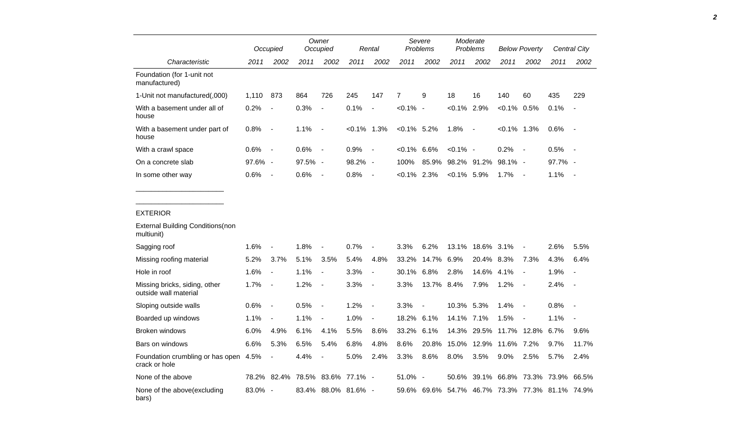| Characteristic | Occupied | | Owner Occupied | | Rental | | Severe Problems | | Moderate Problems | | Below Poverty | | Central City | |
|---|---|---|---|---|---|---|---|---|---|---|---|---|---|---|
| | 2011 | 2002 | 2011 | 2002 | 2011 | 2002 | 2011 | 2002 | 2011 | 2002 | 2011 | 2002 | 2011 | 2002 |
| Foundation (for 1-unit not manufactured) | | | | | | | | | | | | | | |
| 1-Unit not manufactured(,000) | 1,110 | 873 | 864 | 726 | 245 | 147 | 7 | 9 | 18 | 16 | 140 | 60 | 435 | 229 |
| With a basement under all of house | 0.2% | - | 0.3% | - | 0.1% | - | <0.1% | - | <0.1% | 2.9% | <0.1% | 0.5% | 0.1% | - |
| With a basement under part of house | 0.8% | - | 1.1% | - | <0.1% | 1.3% | <0.1% | 5.2% | 1.8% | - | <0.1% | 1.3% | 0.6% | - |
| With a crawl space | 0.6% | - | 0.6% | - | 0.9% | - | <0.1% | 6.6% | <0.1% | - | 0.2% | - | 0.5% | - |
| On a concrete slab | 97.6% | - | 97.5% | - | 98.2% | - | 100% | 85.9% | 98.2% | 91.2% | 98.1% | - | 97.7% | - |
| In some other way | 0.6% | - | 0.6% | - | 0.8% | - | <0.1% | 2.3% | <0.1% | 5.9% | 1.7% | - | 1.1% | - |
| EXTERIOR | | | | | | | | | | | | | | |
| External Building Conditions(non multiunit) | | | | | | | | | | | | | | |
| Sagging roof | 1.6% | - | 1.8% | - | 0.7% | - | 3.3% | 6.2% | 13.1% | 18.6% | 3.1% | - | 2.6% | 5.5% |
| Missing roofing material | 5.2% | 3.7% | 5.1% | 3.5% | 5.4% | 4.8% | 33.2% | 14.7% | 6.9% | 20.4% | 8.3% | 7.3% | 4.3% | 6.4% |
| Hole in roof | 1.6% | - | 1.1% | - | 3.3% | - | 30.1% | 6.8% | 2.8% | 14.6% | 4.1% | - | 1.9% | - |
| Missing bricks, siding, other outside wall material | 1.7% | - | 1.2% | - | 3.3% | - | 3.3% | 13.7% | 8.4% | 7.9% | 1.2% | - | 2.4% | - |
| Sloping outside walls | 0.6% | - | 0.5% | - | 1.2% | - | 3.3% | - | 10.3% | 5.3% | 1.4% | - | 0.8% | - |
| Boarded up windows | 1.1% | - | 1.1% | - | 1.0% | - | 18.2% | 6.1% | 14.1% | 7.1% | 1.5% | - | 1.1% | - |
| Broken windows | 6.0% | 4.9% | 6.1% | 4.1% | 5.5% | 8.6% | 33.2% | 6.1% | 14.3% | 29.5% | 11.7% | 12.8% | 6.7% | 9.6% |
| Bars on windows | 6.6% | 5.3% | 6.5% | 5.4% | 6.8% | 4.8% | 8.6% | 20.8% | 15.0% | 12.9% | 11.6% | 7.2% | 9.7% | 11.7% |
| Foundation crumbling or has open crack or hole | 4.5% | - | 4.4% | - | 5.0% | 2.4% | 3.3% | 8.6% | 8.0% | 3.5% | 9.0% | 2.5% | 5.7% | 2.4% |
| None of the above | 78.2% | 82.4% | 78.5% | 83.6% | 77.1% | - | 51.0% | - | 50.6% | 39.1% | 66.8% | 73.3% | 73.9% | 66.5% |
| None of the above(excluding bars) | 83.0% | - | 83.4% | 88.0% | 81.6% | - | 59.6% | 69.6% | 54.7% | 46.7% | 73.3% | 77.3% | 81.1% | 74.9% |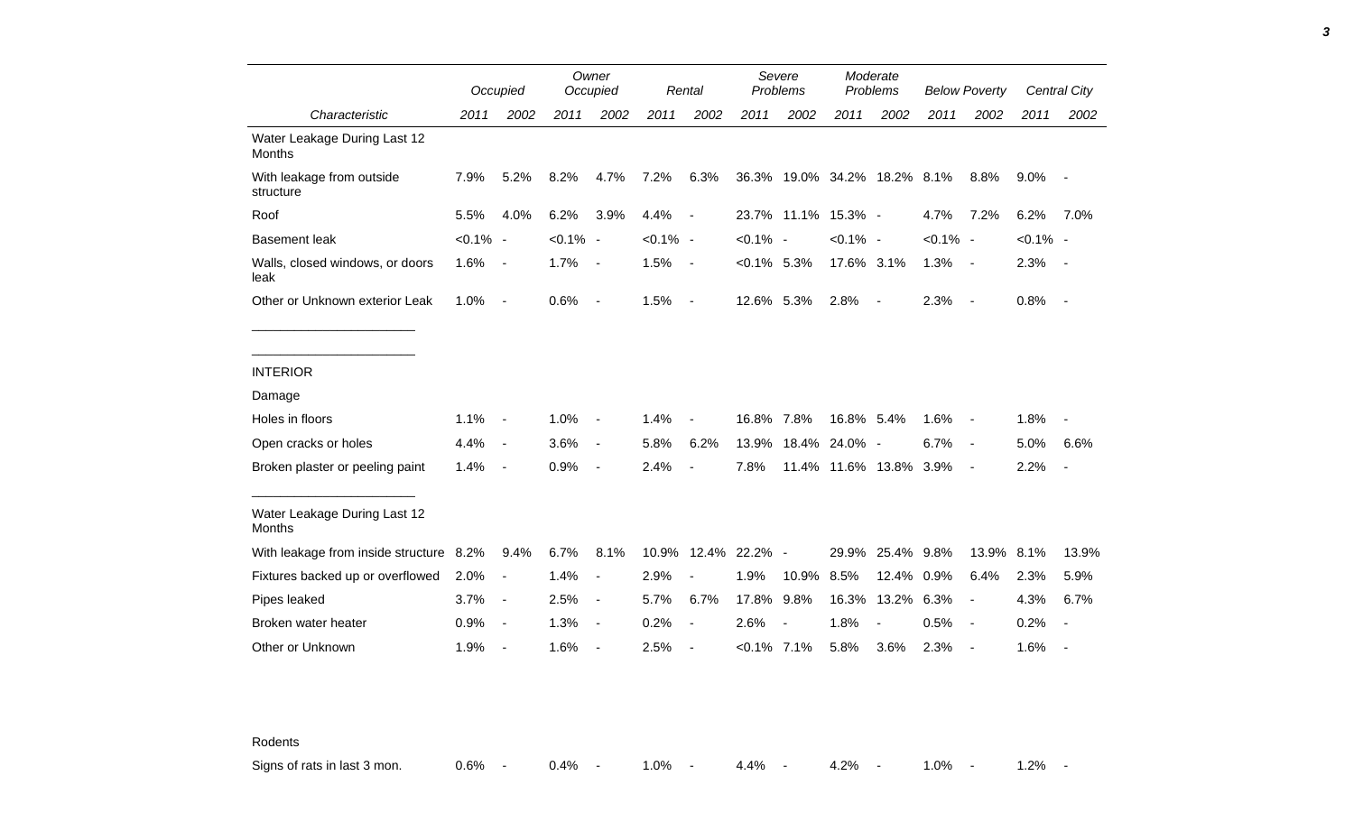| Characteristic | Occupied | | Owner Occupied | | Rental | | Severe Problems | | Moderate Problems | | Below Poverty | | Central City | |
|---|---|---|---|---|---|---|---|---|---|---|---|---|---|---|
| | 2011 | 2002 | 2011 | 2002 | 2011 | 2002 | 2011 | 2002 | 2011 | 2002 | 2011 | 2002 | 2011 | 2002 |
| Water Leakage During Last 12 Months | | | | | | | | | | | | | | |
| With leakage from outside structure | 7.9% | 5.2% | 8.2% | 4.7% | 7.2% | 6.3% | 36.3% | 19.0% | 34.2% | 18.2% | 8.1% | 8.8% | 9.0% | - |
| Roof | 5.5% | 4.0% | 6.2% | 3.9% | 4.4% | - | 23.7% | 11.1% | 15.3% | - | 4.7% | 7.2% | 6.2% | 7.0% |
| Basement leak | <0.1% | - | <0.1% | - | <0.1% | - | <0.1% | - | <0.1% | - | <0.1% | - | <0.1% | - |
| Walls, closed windows, or doors leak | 1.6% | - | 1.7% | - | 1.5% | - | <0.1% | 5.3% | 17.6% | 3.1% | 1.3% | - | 2.3% | - |
| Other or Unknown exterior Leak | 1.0% | - | 0.6% | - | 1.5% | - | 12.6% | 5.3% | 2.8% | - | 2.3% | - | 0.8% | - |
| INTERIOR | | | | | | | | | | | | | | |
| Damage | | | | | | | | | | | | | | |
| Holes in floors | 1.1% | - | 1.0% | - | 1.4% | - | 16.8% | 7.8% | 16.8% | 5.4% | 1.6% | - | 1.8% | - |
| Open cracks or holes | 4.4% | - | 3.6% | - | 5.8% | 6.2% | 13.9% | 18.4% | 24.0% | - | 6.7% | - | 5.0% | 6.6% |
| Broken plaster or peeling paint | 1.4% | - | 0.9% | - | 2.4% | - | 7.8% | 11.4% | 11.6% | 13.8% | 3.9% | - | 2.2% | - |
| Water Leakage During Last 12 Months | | | | | | | | | | | | | | |
| With leakage from inside structure | 8.2% | 9.4% | 6.7% | 8.1% | 10.9% | 12.4% | 22.2% | - | 29.9% | 25.4% | 9.8% | 13.9% | 8.1% | 13.9% |
| Fixtures backed up or overflowed | 2.0% | - | 1.4% | - | 2.9% | - | 1.9% | 10.9% | 8.5% | 12.4% | 0.9% | 6.4% | 2.3% | 5.9% |
| Pipes leaked | 3.7% | - | 2.5% | - | 5.7% | 6.7% | 17.8% | 9.8% | 16.3% | 13.2% | 6.3% | - | 4.3% | 6.7% |
| Broken water heater | 0.9% | - | 1.3% | - | 0.2% | - | 2.6% | - | 1.8% | - | 0.5% | - | 0.2% | - |
| Other or Unknown | 1.9% | - | 1.6% | - | 2.5% | - | <0.1% | 7.1% | 5.8% | 3.6% | 2.3% | - | 1.6% | - |
| Rodents | | | | | | | | | | | | | | |
| Signs of rats in last 3 mon. | 0.6% | - | 0.4% | - | 1.0% | - | 4.4% | - | 4.2% | - | 1.0% | - | 1.2% | - |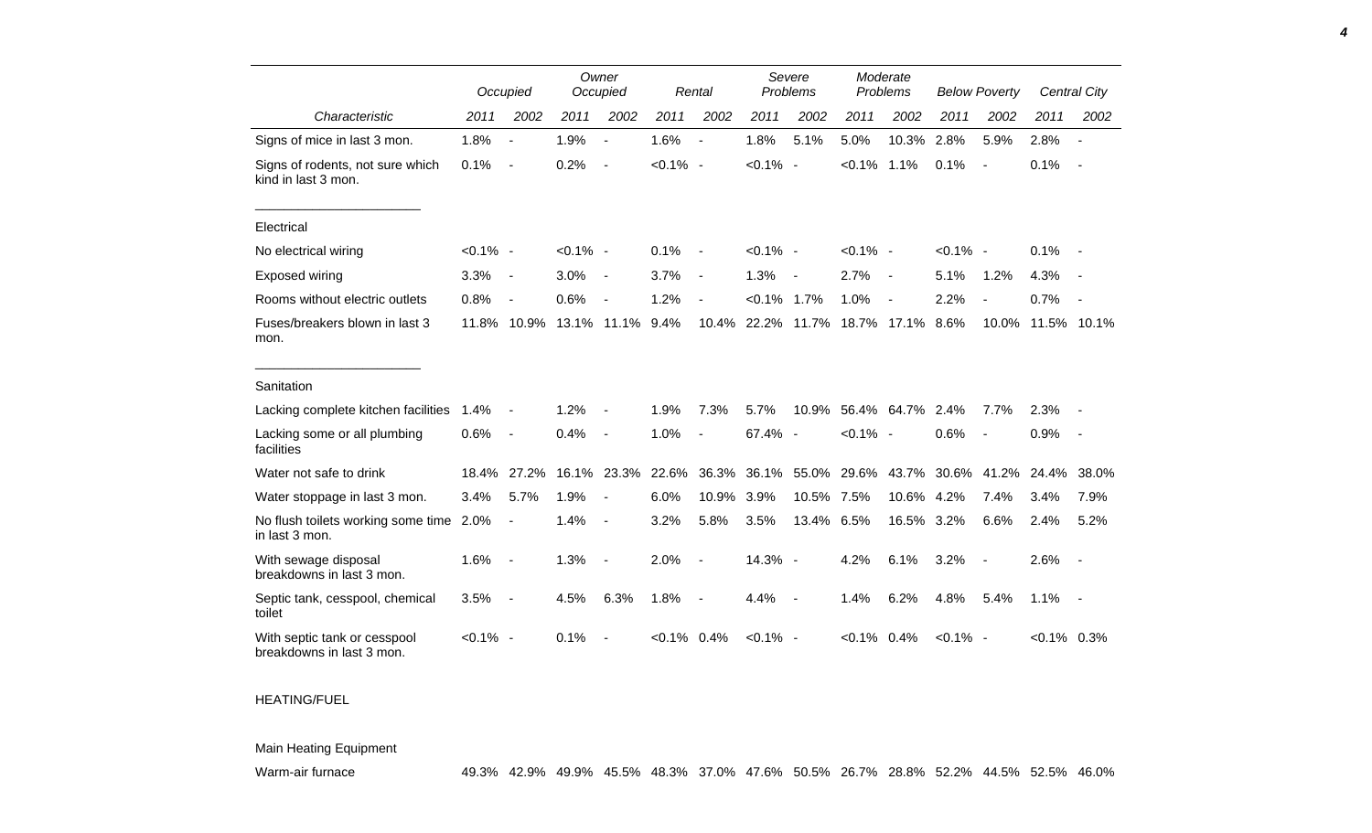| Characteristic | Occupied | | Owner Occupied | | Rental | | Severe Problems | | Moderate Problems | | Below Poverty | | Central City | |
|---|---|---|---|---|---|---|---|---|---|---|---|---|---|---|
| | 2011 | 2002 | 2011 | 2002 | 2011 | 2002 | 2011 | 2002 | 2011 | 2002 | 2011 | 2002 | 2011 | 2002 |
| Signs of mice in last 3 mon. | 1.8% | - | 1.9% | - | 1.6% | - | 1.8% | 5.1% | 5.0% | 10.3% | 2.8% | 5.9% | 2.8% | - |
| Signs of rodents, not sure which kind in last 3 mon. | 0.1% | - | 0.2% | - | <0.1% | - | <0.1% | - | <0.1% | 1.1% | 0.1% | - | 0.1% | - |
| Electrical | | | | | | | | | | | | | | |
| No electrical wiring | <0.1% | - | <0.1% | - | 0.1% | - | <0.1% | - | <0.1% | - | <0.1% | - | 0.1% | - |
| Exposed wiring | 3.3% | - | 3.0% | - | 3.7% | - | 1.3% | - | 2.7% | - | 5.1% | 1.2% | 4.3% | - |
| Rooms without electric outlets | 0.8% | - | 0.6% | - | 1.2% | - | <0.1% | 1.7% | 1.0% | - | 2.2% | - | 0.7% | - |
| Fuses/breakers blown in last 3 mon. | 11.8% | 10.9% | 13.1% | 11.1% | 9.4% | 10.4% | 22.2% | 11.7% | 18.7% | 17.1% | 8.6% | 10.0% | 11.5% | 10.1% |
| Sanitation | | | | | | | | | | | | | | |
| Lacking complete kitchen facilities | 1.4% | - | 1.2% | - | 1.9% | 7.3% | 5.7% | 10.9% | 56.4% | 64.7% | 2.4% | 7.7% | 2.3% | - |
| Lacking some or all plumbing facilities | 0.6% | - | 0.4% | - | 1.0% | - | 67.4% | - | <0.1% | - | 0.6% | - | 0.9% | - |
| Water not safe to drink | 18.4% | 27.2% | 16.1% | 23.3% | 22.6% | 36.3% | 36.1% | 55.0% | 29.6% | 43.7% | 30.6% | 41.2% | 24.4% | 38.0% |
| Water stoppage in last 3 mon. | 3.4% | 5.7% | 1.9% | - | 6.0% | 10.9% | 3.9% | 10.5% | 7.5% | 10.6% | 4.2% | 7.4% | 3.4% | 7.9% |
| No flush toilets working some time in last 3 mon. | 2.0% | - | 1.4% | - | 3.2% | 5.8% | 3.5% | 13.4% | 6.5% | 16.5% | 3.2% | 6.6% | 2.4% | 5.2% |
| With sewage disposal breakdowns in last 3 mon. | 1.6% | - | 1.3% | - | 2.0% | - | 14.3% | - | 4.2% | 6.1% | 3.2% | - | 2.6% | - |
| Septic tank, cesspool, chemical toilet | 3.5% | - | 4.5% | 6.3% | 1.8% | - | 4.4% | - | 1.4% | 6.2% | 4.8% | 5.4% | 1.1% | - |
| With septic tank or cesspool breakdowns in last 3 mon. | <0.1% | - | 0.1% | - | <0.1% | 0.4% | <0.1% | - | <0.1% | 0.4% | <0.1% | - | <0.1% | 0.3% |
| HEATING/FUEL | | | | | | | | | | | | | | |
| Main Heating Equipment | | | | | | | | | | | | | | |
| Warm-air furnace | 49.3% | 42.9% | 49.9% | 45.5% | 48.3% | 37.0% | 47.6% | 50.5% | 26.7% | 28.8% | 52.2% | 44.5% | 52.5% | 46.0% |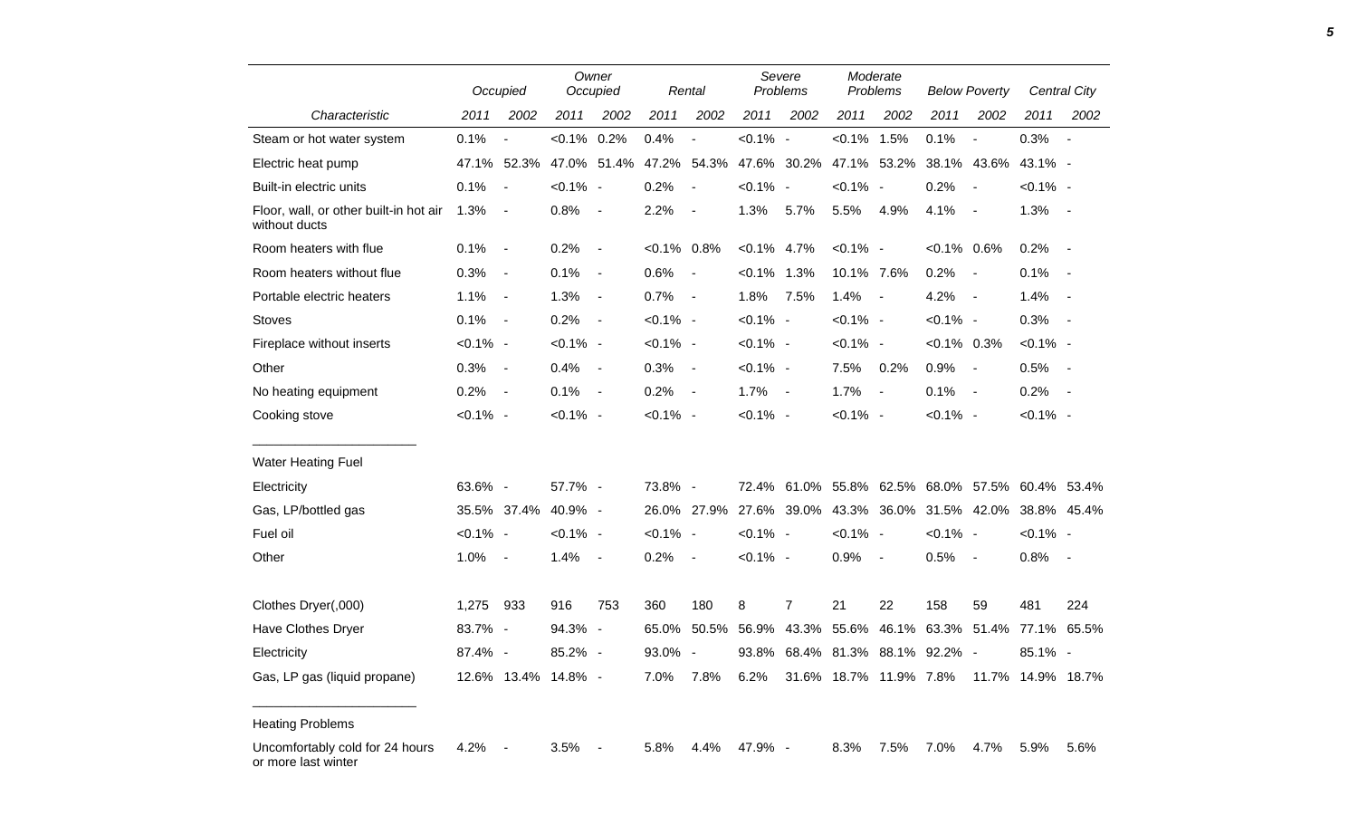| | Occupied | | Owner Occupied | | Rental | | Severe Problems | | Moderate Problems | | Below Poverty | | Central City | |
|---|---|---|---|---|---|---|---|---|---|---|---|---|---|---|
| Characteristic | 2011 | 2002 | 2011 | 2002 | 2011 | 2002 | 2011 | 2002 | 2011 | 2002 | 2011 | 2002 | 2011 | 2002 |
| Steam or hot water system | 0.1% | - | <0.1% | 0.2% | 0.4% | - | <0.1% | - | <0.1% | 1.5% | 0.1% | - | 0.3% | - |
| Electric heat pump | 47.1% | 52.3% | 47.0% | 51.4% | 47.2% | 54.3% | 47.6% | 30.2% | 47.1% | 53.2% | 38.1% | 43.6% | 43.1% | - |
| Built-in electric units | 0.1% | - | <0.1% | - | 0.2% | - | <0.1% | - | <0.1% | - | 0.2% | - | <0.1% | - |
| Floor, wall, or other built-in hot air without ducts | 1.3% | - | 0.8% | - | 2.2% | - | 1.3% | 5.7% | 5.5% | 4.9% | 4.1% | - | 1.3% | - |
| Room heaters with flue | 0.1% | - | 0.2% | - | <0.1% | 0.8% | <0.1% | 4.7% | <0.1% | - | <0.1% | 0.6% | 0.2% | - |
| Room heaters without flue | 0.3% | - | 0.1% | - | 0.6% | - | <0.1% | 1.3% | 10.1% | 7.6% | 0.2% | - | 0.1% | - |
| Portable electric heaters | 1.1% | - | 1.3% | - | 0.7% | - | 1.8% | 7.5% | 1.4% | - | 4.2% | - | 1.4% | - |
| Stoves | 0.1% | - | 0.2% | - | <0.1% | - | <0.1% | - | <0.1% | - | <0.1% | - | 0.3% | - |
| Fireplace without inserts | <0.1% | - | <0.1% | - | <0.1% | - | <0.1% | - | <0.1% | - | <0.1% | 0.3% | <0.1% | - |
| Other | 0.3% | - | 0.4% | - | 0.3% | - | <0.1% | - | 7.5% | 0.2% | 0.9% | - | 0.5% | - |
| No heating equipment | 0.2% | - | 0.1% | - | 0.2% | - | 1.7% | - | 1.7% | - | 0.1% | - | 0.2% | - |
| Cooking stove | <0.1% | - | <0.1% | - | <0.1% | - | <0.1% | - | <0.1% | - | <0.1% | - | <0.1% | - |
| **Water Heating Fuel** | | | | | | | | | | | | | | |
| Electricity | 63.6% | - | 57.7% | - | 73.8% | - | 72.4% | 61.0% | 55.8% | 62.5% | 68.0% | 57.5% | 60.4% | 53.4% |
| Gas, LP/bottled gas | 35.5% | 37.4% | 40.9% | - | 26.0% | 27.9% | 27.6% | 39.0% | 43.3% | 36.0% | 31.5% | 42.0% | 38.8% | 45.4% |
| Fuel oil | <0.1% | - | <0.1% | - | <0.1% | - | <0.1% | - | <0.1% | - | <0.1% | - | <0.1% | - |
| Other | 1.0% | - | 1.4% | - | 0.2% | - | <0.1% | - | 0.9% | - | 0.5% | - | 0.8% | - |
| Clothes Dryer(,000) | 1,275 | 933 | 916 | 753 | 360 | 180 | 8 | 7 | 21 | 22 | 158 | 59 | 481 | 224 |
| Have Clothes Dryer | 83.7% | - | 94.3% | - | 65.0% | 50.5% | 56.9% | 43.3% | 55.6% | 46.1% | 63.3% | 51.4% | 77.1% | 65.5% |
| Electricity | 87.4% | - | 85.2% | - | 93.0% | - | 93.8% | 68.4% | 81.3% | 88.1% | 92.2% | - | 85.1% | - |
| Gas, LP gas (liquid propane) | 12.6% | 13.4% | 14.8% | - | 7.0% | 7.8% | 6.2% | 31.6% | 18.7% | 11.9% | 7.8% | 11.7% | 14.9% | 18.7% |
| **Heating Problems** | | | | | | | | | | | | | | |
| Uncomfortably cold for 24 hours or more last winter | 4.2% | - | 3.5% | - | 5.8% | 4.4% | 47.9% | - | 8.3% | 7.5% | 7.0% | 4.7% | 5.9% | 5.6% |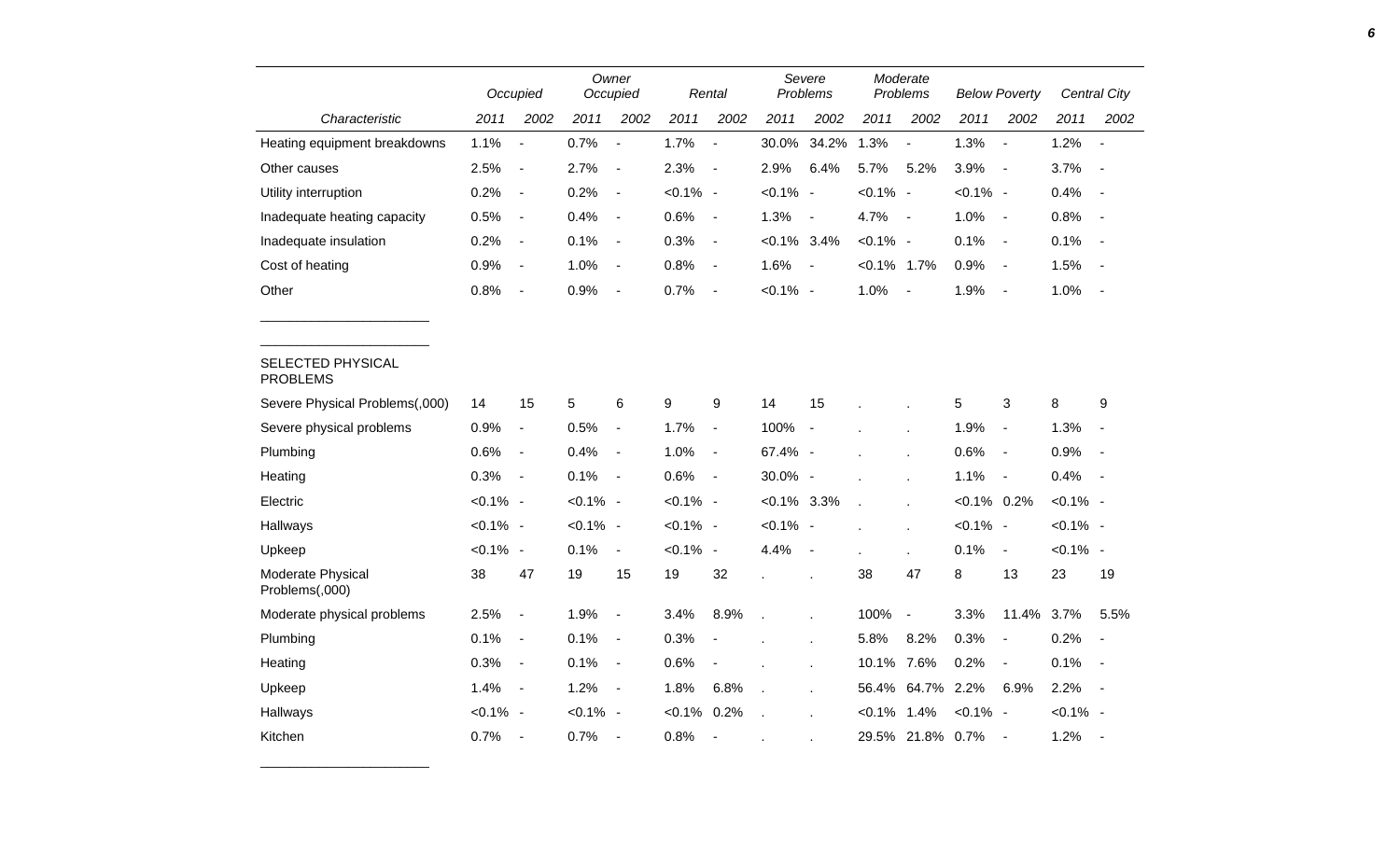| Characteristic | Occupied 2011 | Occupied 2002 | Owner Occupied 2011 | Owner Occupied 2002 | Rental 2011 | Rental 2002 | Severe Problems 2011 | Severe Problems 2002 | Moderate Problems 2011 | Moderate Problems 2002 | Below Poverty 2011 | Below Poverty 2002 | Central City 2011 | Central City 2002 |
|---|---|---|---|---|---|---|---|---|---|---|---|---|---|---|
| Heating equipment breakdowns | 1.1% | - | 0.7% | - | 1.7% | - | 30.0% | 34.2% | 1.3% | - | 1.3% | - | 1.2% | - |
| Other causes | 2.5% | - | 2.7% | - | 2.3% | - | 2.9% | 6.4% | 5.7% | 5.2% | 3.9% | - | 3.7% | - |
| Utility interruption | 0.2% | - | 0.2% | - | <0.1% | - | <0.1% | - | <0.1% | - | <0.1% | - | 0.4% | - |
| Inadequate heating capacity | 0.5% | - | 0.4% | - | 0.6% | - | 1.3% | - | 4.7% | - | 1.0% | - | 0.8% | - |
| Inadequate insulation | 0.2% | - | 0.1% | - | 0.3% | - | <0.1% | 3.4% | <0.1% | - | 0.1% | - | 0.1% | - |
| Cost of heating | 0.9% | - | 1.0% | - | 0.8% | - | 1.6% | - | <0.1% | 1.7% | 0.9% | - | 1.5% | - |
| Other | 0.8% | - | 0.9% | - | 0.7% | - | <0.1% | - | 1.0% | - | 1.9% | - | 1.0% | - |
| SELECTED PHYSICAL PROBLEMS | | | | | | | | | | | | | | |
| Severe Physical Problems(,000) | 14 | 15 | 5 | 6 | 9 | 9 | 14 | 15 | . | . | 5 | 3 | 8 | 9 |
| Severe physical problems | 0.9% | - | 0.5% | - | 1.7% | - | 100% | - | . | . | 1.9% | - | 1.3% | - |
| Plumbing | 0.6% | - | 0.4% | - | 1.0% | - | 67.4% | - | . | . | 0.6% | - | 0.9% | - |
| Heating | 0.3% | - | 0.1% | - | 0.6% | - | 30.0% | - | . | . | 1.1% | - | 0.4% | - |
| Electric | <0.1% | - | <0.1% | - | <0.1% | - | <0.1% | 3.3% | . | . | <0.1% | 0.2% | <0.1% | - |
| Hallways | <0.1% | - | <0.1% | - | <0.1% | - | <0.1% | - | . | . | <0.1% | - | <0.1% | - |
| Upkeep | <0.1% | - | 0.1% | - | <0.1% | - | 4.4% | - | . | . | 0.1% | - | <0.1% | - |
| Moderate Physical Problems(,000) | 38 | 47 | 19 | 15 | 19 | 32 | . | . | 38 | 47 | 8 | 13 | 23 | 19 |
| Moderate physical problems | 2.5% | - | 1.9% | - | 3.4% | 8.9% | . | . | 100% | - | 3.3% | 11.4% | 3.7% | 5.5% |
| Plumbing | 0.1% | - | 0.1% | - | 0.3% | - | . | . | 5.8% | 8.2% | 0.3% | - | 0.2% | - |
| Heating | 0.3% | - | 0.1% | - | 0.6% | - | . | . | 10.1% | 7.6% | 0.2% | - | 0.1% | - |
| Upkeep | 1.4% | - | 1.2% | - | 1.8% | 6.8% | . | . | 56.4% | 64.7% | 2.2% | 6.9% | 2.2% | - |
| Hallways | <0.1% | - | <0.1% | - | <0.1% | 0.2% | . | . | <0.1% | 1.4% | <0.1% | - | <0.1% | - |
| Kitchen | 0.7% | - | 0.7% | - | 0.8% | - | . | . | 29.5% | 21.8% | 0.7% | - | 1.2% | - |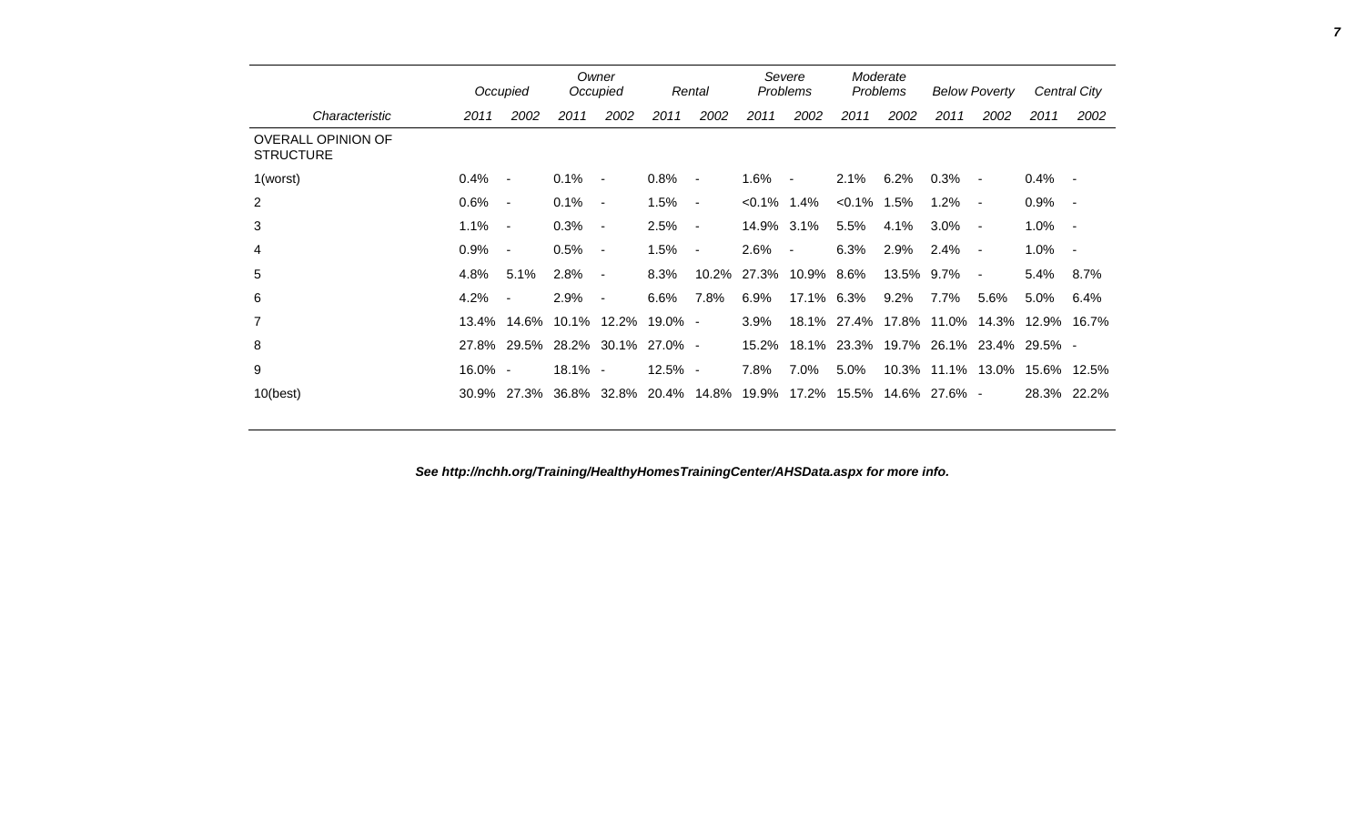| | Occupied | | Owner Occupied | | Rental | | Severe Problems | | Moderate Problems | | Below Poverty | | Central City | |
|---|---|---|---|---|---|---|---|---|---|---|---|---|---|---|
| Characteristic | 2011 | 2002 | 2011 | 2002 | 2011 | 2002 | 2011 | 2002 | 2011 | 2002 | 2011 | 2002 | 2011 | 2002 |
| OVERALL OPINION OF STRUCTURE | | | | | | | | | | | | | | |
| 1(worst) | 0.4% | - | 0.1% | - | 0.8% | - | 1.6% | - | 2.1% | 6.2% | 0.3% | - | 0.4% | - |
| 2 | 0.6% | - | 0.1% | - | 1.5% | - | <0.1% | 1.4% | <0.1% | 1.5% | 1.2% | - | 0.9% | - |
| 3 | 1.1% | - | 0.3% | - | 2.5% | - | 14.9% | 3.1% | 5.5% | 4.1% | 3.0% | - | 1.0% | - |
| 4 | 0.9% | - | 0.5% | - | 1.5% | - | 2.6% | - | 6.3% | 2.9% | 2.4% | - | 1.0% | - |
| 5 | 4.8% | 5.1% | 2.8% | - | 8.3% | 10.2% | 27.3% | 10.9% | 8.6% | 13.5% | 9.7% | - | 5.4% | 8.7% |
| 6 | 4.2% | - | 2.9% | - | 6.6% | 7.8% | 6.9% | 17.1% | 6.3% | 9.2% | 7.7% | 5.6% | 5.0% | 6.4% |
| 7 | 13.4% | 14.6% | 10.1% | 12.2% | 19.0% | - | 3.9% | 18.1% | 27.4% | 17.8% | 11.0% | 14.3% | 12.9% | 16.7% |
| 8 | 27.8% | 29.5% | 28.2% | 30.1% | 27.0% | - | 15.2% | 18.1% | 23.3% | 19.7% | 26.1% | 23.4% | 29.5% | - |
| 9 | 16.0% | - | 18.1% | - | 12.5% | - | 7.8% | 7.0% | 5.0% | 10.3% | 11.1% | 13.0% | 15.6% | 12.5% |
| 10(best) | 30.9% | 27.3% | 36.8% | 32.8% | 20.4% | 14.8% | 19.9% | 17.2% | 15.5% | 14.6% | 27.6% | - | 28.3% | 22.2% |

***See http://nchh.org/Training/HealthyHomesTrainingCenter/AHSData.aspx for more info.***